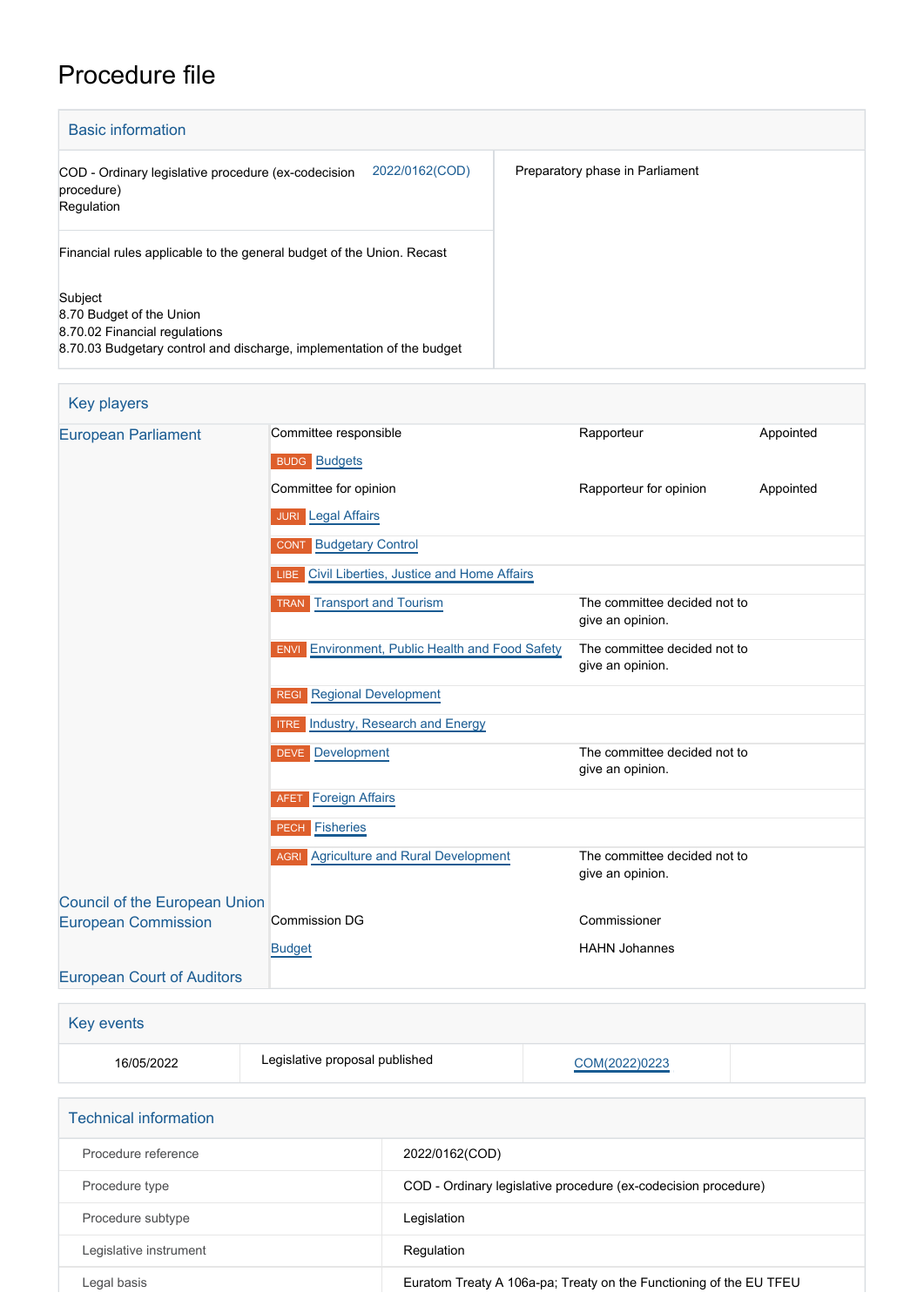# Procedure file

## Basic information

| | | |
|---|---|---|
| COD - Ordinary legislative procedure (ex-codecision procedure)<br>Regulation | 2022/0162(COD) | Preparatory phase in Parliament |
| Financial rules applicable to the general budget of the Union. Recast<br><br>Subject<br>8.70 Budget of the Union<br>8.70.02 Financial regulations<br>8.70.03 Budgetary control and discharge, implementation of the budget | | |

## Key players

| | | | |
|---|---|---|---|
| European Parliament | Committee responsible | Rapporteur | Appointed |
| | BUDG Budgets | | |
| | Committee for opinion | Rapporteur for opinion | Appointed |
| | JURI Legal Affairs | | |
| | CONT Budgetary Control | | |
| | LIBE Civil Liberties, Justice and Home Affairs | | |
| | TRAN Transport and Tourism | The committee decided not to give an opinion. | |
| | ENVI Environment, Public Health and Food Safety | The committee decided not to give an opinion. | |
| | REGI Regional Development | | |
| | ITRE Industry, Research and Energy | | |
| | DEVE Development | The committee decided not to give an opinion. | |
| | AFET Foreign Affairs | | |
| | PECH Fisheries | | |
| | AGRI Agriculture and Rural Development | The committee decided not to give an opinion. | |
| Council of the European Union | | | |
| European Commission | Commission DG | Commissioner | |
| | Budget | HAHN Johannes | |
| European Court of Auditors | | | |

## Key events

| | | | |
|---|---|---|---|
| 16/05/2022 | Legislative proposal published | COM(2022)0223 | |

## Technical information

| | |
|---|---|
| Procedure reference | 2022/0162(COD) |
| Procedure type | COD - Ordinary legislative procedure (ex-codecision procedure) |
| Procedure subtype | Legislation |
| Legislative instrument | Regulation |
| Legal basis | Euratom Treaty A 106a-pa; Treaty on the Functioning of the EU TFEU |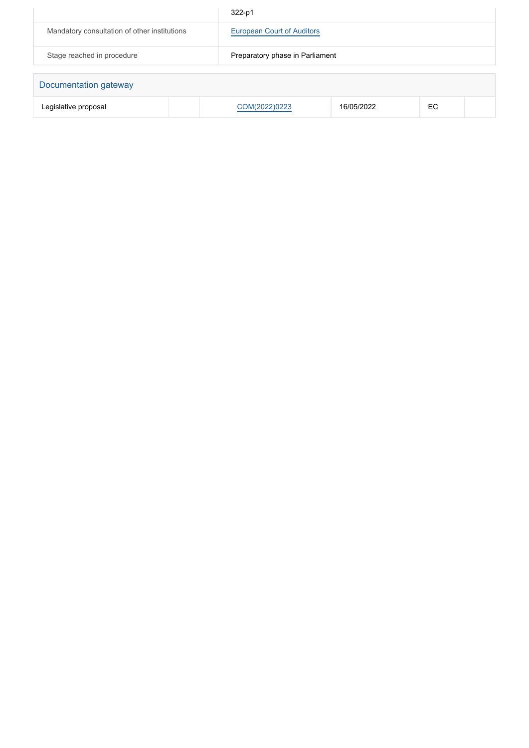| | |
|---|---|
| | 322-p1 |
| Mandatory consultation of other institutions | European Court of Auditors |
| Stage reached in procedure | Preparatory phase in Parliament |

## Documentation gateway

| | | | | | |
|---|---|---|---|---|---|
| Legislative proposal | | COM(2022)0223 | 16/05/2022 | EC | |